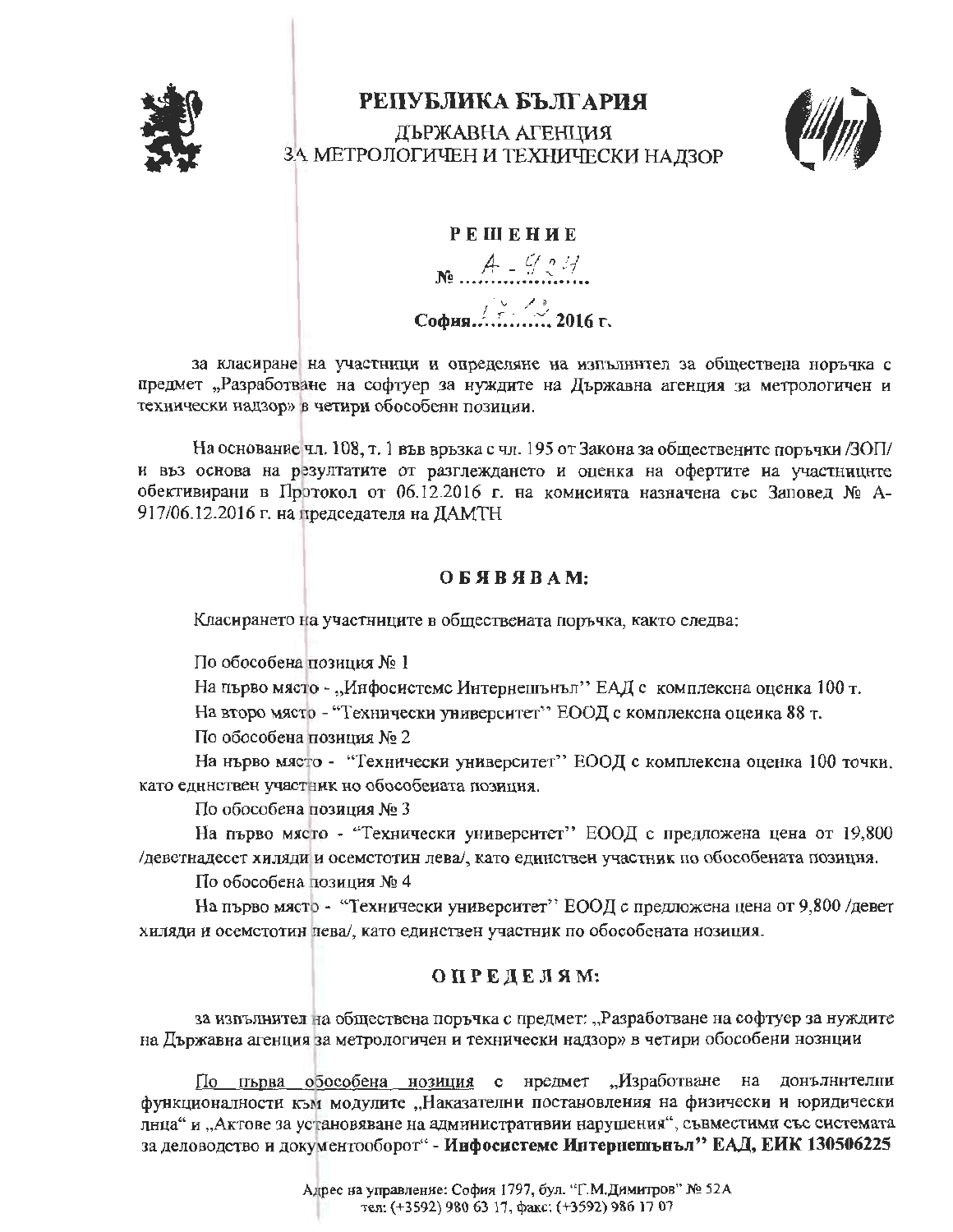# РЕПУБЛИКА БЪЛГАРИЯ

ДЪРЖАВНА АГЕНЦИЯ
ЗА МЕТРОЛОГИЧЕН И ТЕХНИЧЕСКИ НАДЗОР

## РЕШЕНИЕ

№ А-924

София 15.12. 2016 г.

за класиране на участници и определяне на изпълнител за обществена поръчка с предмет „Разработване на софтуер за нуждите на Държавна агенция за метрологичен и технически надзор» в четири обособени позиции.

На основание чл. 108, т. 1 във връзка с чл. 195 от Закона за обществените поръчки /ЗОП/ и въз основа на резултатите от разглеждането и оценка на офертите на участниците обективирани в Протокол от 06.12.2016 г. на комисията назначена със Заповед № А-917/06.12.2016 г. на председателя на ДАМТН

### ОБЯВЯВАМ:

Класирането на участниците в обществената поръчка, както следва:

По обособена позиция № 1

На първо място - „Инфосистемс Интернешънъл" ЕАД с комплексна оценка 100 т.

На второ място - "Технически университет" ЕООД с комплексна оценка 88 т.

По обособена позиция № 2

На първо място - "Технически университет" ЕООД с комплексна оценка 100 точки, като единствен участник по обособената позиция.

По обособена позиция № 3

На първо място - "Технически университет" ЕООД с предложена цена от 19,800 /деветнадесет хиляди и осемстотин лева/, като единствен участник по обособената позиция.

По обособена позиция № 4

На първо място - "Технически университет" ЕООД с предложена цена от 9,800 /девет хиляди и осемстотин лева/, като единствен участник по обособената позиция.

### ОПРЕДЕЛЯМ:

за изпълнител на обществена поръчка с предмет: „Разработване на софтуер за нуждите на Държавна агенция за метрологичен и технически надзор» в четири обособени позиции

<u>По първа обособена позиция</u> с предмет „Изработване на допълнителни функционалности към модулите „Наказателни постановления на физически и юридически лица" и „Актове за установяване на административни нарушения", съвместими със системата за деловодство и документооборот" - **Инфосистемс Интернешънъл" ЕАД, ЕИК 130506225**

Адрес на управление: София 1797, бул. "Г.М.Димитров" № 52А
тел: (+3592) 980 63 17, факс: (+3592) 986 17 07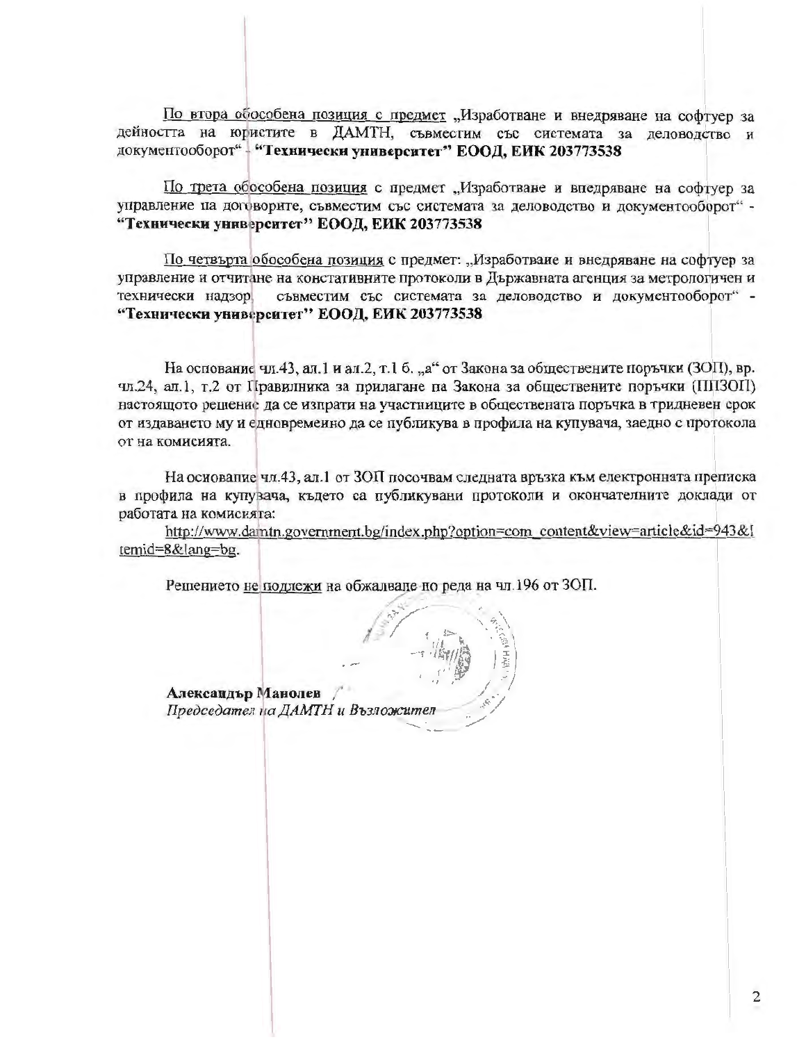<u>По втора обособена позиция с предмет</u> „Изработване и внедряване на софтуер за дейността на юристите в ДАМТН, съвместим със системата за деловодство и документооборот" - **"Технически университет" ЕООД, ЕИК 203773538**

<u>По трета обособена позиция</u> с предмет „Изработване и внедряване на софтуер за управление на договорите, съвместим със системата за деловодство и документооборот" - **"Технически университет" ЕООД, ЕИК 203773538**

<u>По четвърта обособена позиция</u> с предмет: „Изработване и внедряване на софтуер за управление и отчитане на констативните протоколи в Държавната агенция за метрологичен и технически надзор, съвместим със системата за деловодство и документооборот" - **"Технически университет" ЕООД, ЕИК 203773538**

На основание чл.43, ал.1 и ал.2, т.1 б. „а" от Закона за обществените поръчки (ЗОП), вр. чл.24, ал.1, т.2 от Правилника за прилагане на Закона за обществените поръчки (ППЗОП) настоящото решение да се изпрати на участниците в обществената поръчка в тридневен срок от издаването му и едновременно да се публикува в профила на купувача, заедно с протокола от на комисията.

На основание чл.43, ал.1 от ЗОП посочвам следната връзка към електронната преписка в профила на купувача, където са публикувани протоколи и окончателните доклади от работата на комисията:

http://www.damtn.government.bg/index.php?option=com_content&view=article&id=943&Itemid=8&lang=bg.

Решението <u>не подлежи</u> на обжалване по реда на чл.196 от ЗОП.

**Александър Манолев**
*Председател на ДАМТН и Възложител*